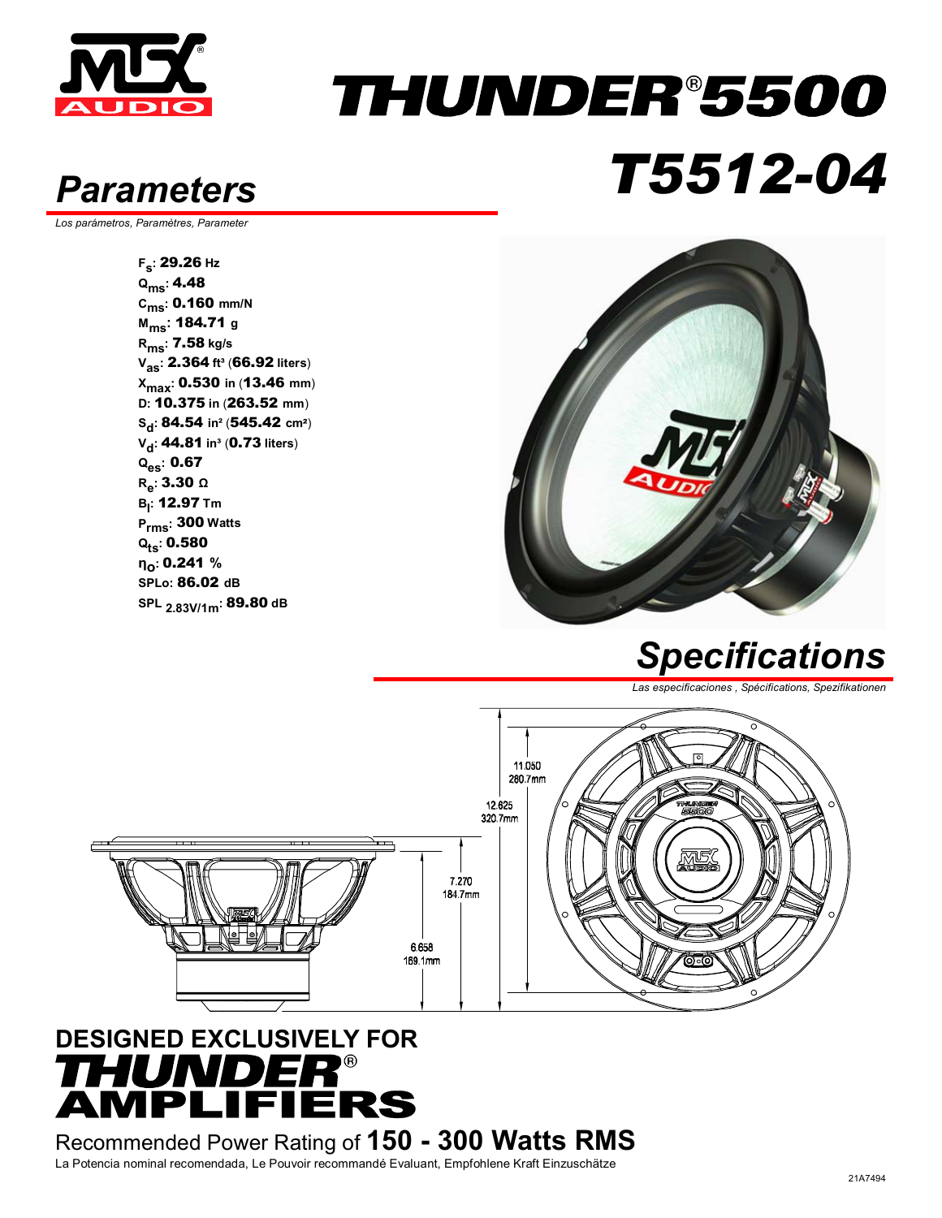# THUNDER® 5500

# T5512-04

## Parameters

*Los parámetros, Paramètres, Parameter*

$F_s$: **29.26** Hz
$Q_{ms}$: **4.48**
$C_{ms}$: **0.160** mm/N
$M_{ms}$: **184.71** g
$R_{ms}$: **7.58** kg/s
$V_{as}$: **2.364** ft³ (**66.92** liters)
$X_{max}$: **0.530** in (**13.46** mm)
D: **10.375** in (**263.52** mm)
$S_d$: **84.54** in² (**545.42** cm²)
$V_d$: **44.81** in³ (**0.73** liters)
$Q_{es}$: **0.67**
$R_e$: **3.30** Ω
$B_l$: **12.97** Tm
$P_{rms}$: **300** Watts
$Q_{ts}$: **0.580**
$\eta_o$: **0.241** %
SPLo: **86.02** dB
$SPL_{2.83V/1m}$: **89.80** dB

## Specifications

*Las especificaciones , Spécifications, Spezifikationen*

11.050 / 280.7mm
12.625 / 320.7mm
7.270 / 184.7mm
6.658 / 169.1mm

**DESIGNED EXCLUSIVELY FOR THUNDER® AMPLIFIERS**

Recommended Power Rating of **150 - 300 Watts RMS**

La Potencia nominal recomendada, Le Pouvoir recommandé Evaluant, Empfohlene Kraft Einzuschätze

21A7494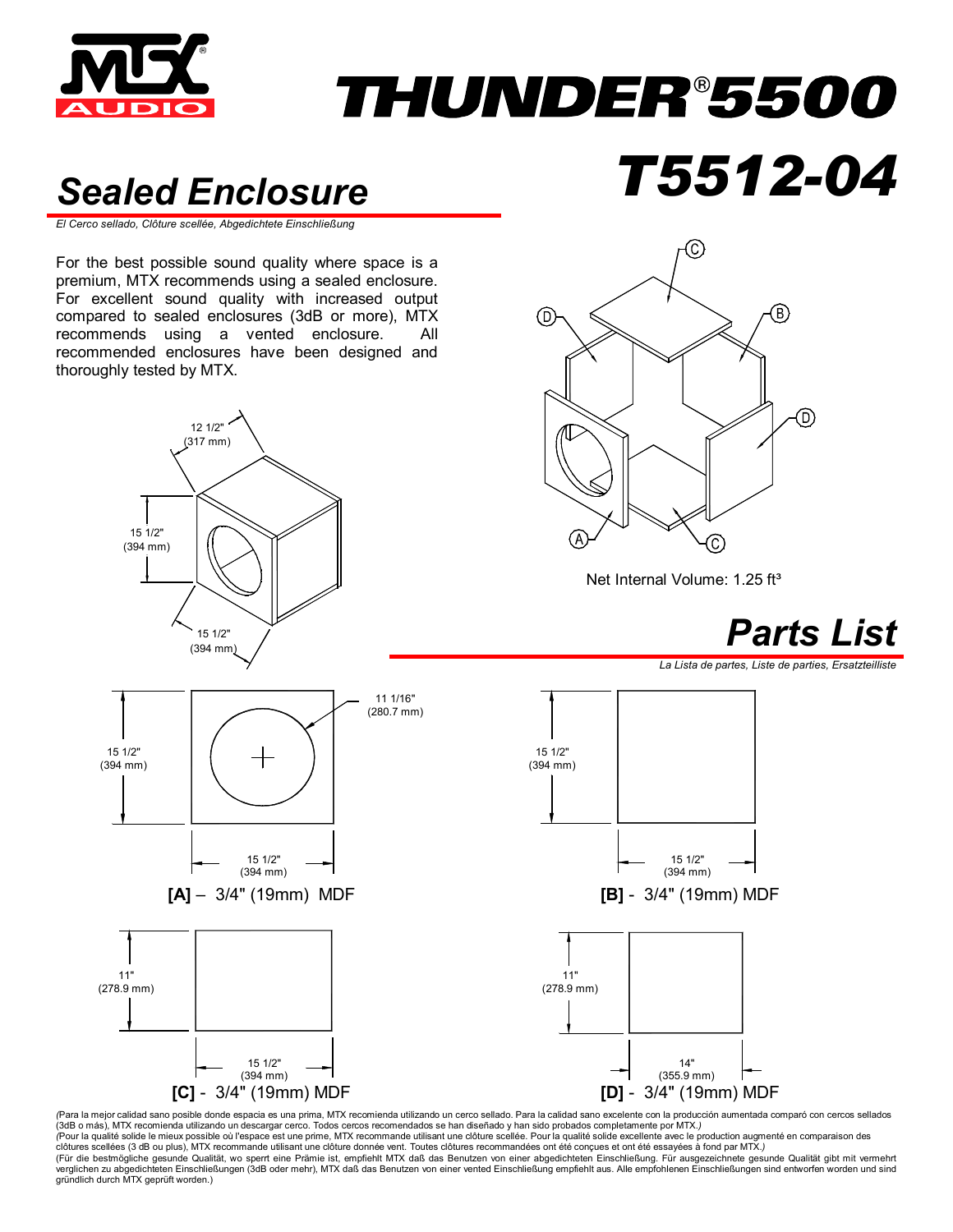# MTX AUDIO

# THUNDER®5500

# T5512-04

## Sealed Enclosure

*El Cerco sellado, Clôture scellée, Abgedichtete Einschließung*

For the best possible sound quality where space is a premium, MTX recommends using a sealed enclosure. For excellent sound quality with increased output compared to sealed enclosures (3dB or more), MTX recommends using a vented enclosure. All recommended enclosures have been designed and thoroughly tested by MTX.

12 1/2" (317 mm)

15 1/2" (394 mm)

15 1/2" (394 mm)

Net Internal Volume: 1.25 ft³

## Parts List

*La Lista de partes, Liste de parties, Ersatzteilliste*

11 1/16" (280.7 mm)

15 1/2" (394 mm) × 15 1/2" (394 mm)

**[A]** – 3/4" (19mm) MDF

15 1/2" (394 mm) × 15 1/2" (394 mm)

**[B]** - 3/4" (19mm) MDF

11" (278.9 mm) × 15 1/2" (394 mm)

**[C]** - 3/4" (19mm) MDF

11" (278.9 mm) × 14" (355.9 mm)

**[D]** - 3/4" (19mm) MDF

*(Para la mejor calidad sano posible donde espacia es una prima, MTX recomienda utilizando un cerco sellado. Para la calidad sano excelente con la producción aumentada comparó con cercos sellados (3dB o más), MTX recomienda utilizando un descargar cerco. Todos cercos recomendados se han diseñado y han sido probados completamente por MTX.)*

*(Pour la qualité solide le mieux possible où l'espace est une prime, MTX recommande utilisant une clôture scellée. Pour la qualité solide excellente avec le production augmenté en comparaison des clôtures scellées (3 dB ou plus), MTX recommande utilisant une clôture donnée vent. Toutes clôtures recommandées ont été conçues et ont été essayées à fond par MTX.)*

*(Für die bestmögliche gesunde Qualität, wo sperrt eine Prämie ist, empfiehlt MTX daß das Benutzen von einer abgedichteten Einschließung. Für ausgezeichnete gesunde Qualität gibt mit vermehrt verglichen zu abgedichteten Einschließungen (3dB oder mehr), MTX daß das Benutzen von einer vented Einschließung empfiehlt aus. Alle empfohlenen Einschließungen sind entworfen worden und sind gründlich durch MTX geprüft worden.)*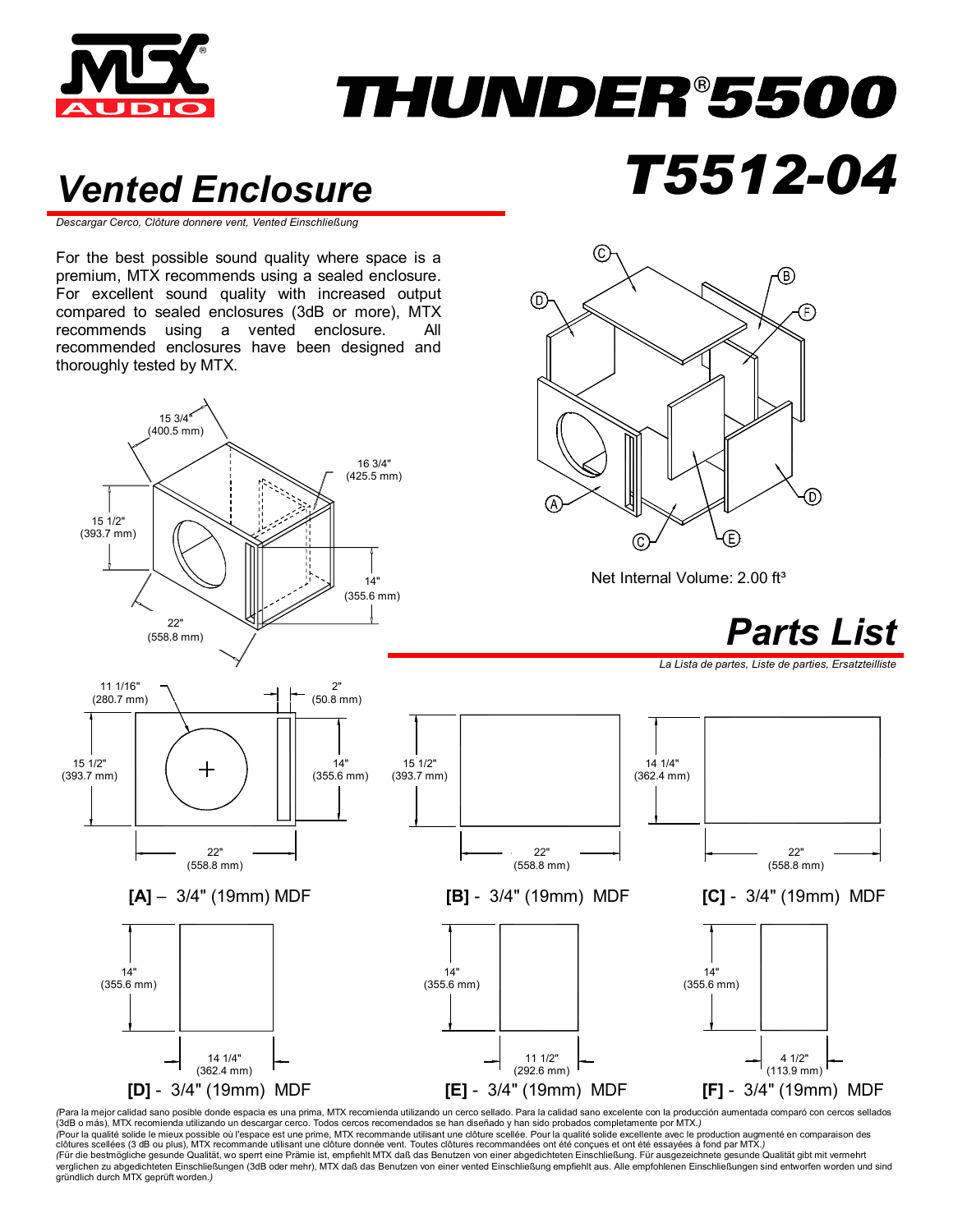# THUNDER®5500

# T5512-04

## Vented Enclosure

*Descargar Cerco, Clôture donnere vent, Vented Einschließung*

For the best possible sound quality where space is a premium, MTX recommends using a sealed enclosure. For excellent sound quality with increased output compared to sealed enclosures (3dB or more), MTX recommends using a vented enclosure. All recommended enclosures have been designed and thoroughly tested by MTX.

15 3/4" (400.5 mm)
16 3/4" (425.5 mm)
15 1/2" (393.7 mm)
14" (355.6 mm)
22" (558.8 mm)

Net Internal Volume: 2.00 ft³

## Parts List

*La Lista de partes, Liste de parties, Ersatzteilliste*

11 1/16" (280.7 mm)
2" (50.8 mm)
15 1/2" (393.7 mm)
14" (355.6 mm)
22" (558.8 mm)

**[A]** – 3/4" (19mm) MDF

15 1/2" (393.7 mm)
22" (558.8 mm)

**[B]** - 3/4" (19mm) MDF

14 1/4" (362.4 mm)
22" (558.8 mm)

**[C]** - 3/4" (19mm) MDF

14" (355.6 mm)
14 1/4" (362.4 mm)

**[D]** - 3/4" (19mm) MDF

14" (355.6 mm)
11 1/2" (292.6 mm)

**[E]** - 3/4" (19mm) MDF

14" (355.6 mm)
4 1/2" (113.9 mm)

**[F]** - 3/4" (19mm) MDF

*(Para la mejor calidad sano posible donde espacia es una prima, MTX recomienda utilizando un cerco sellado. Para la calidad sano excelente con la producción aumentada comparó con cercos sellados (3dB o más), MTX recomienda utilizando un descargar cerco. Todos cercos recomendados se han diseñado y han sido probados completamente por MTX.)*

*(Pour la qualité solide le mieux possible où l'espace est une prime, MTX recommande utilisant une clôture scellée. Pour la qualité solide excellente avec le production augmenté en comparaison des clôtures scellées (3 dB ou plus), MTX recommande utilisant une clôture donnée vent. Toutes clôtures recommandées ont été conçues et ont été essayées à fond par MTX.)*

*(Für die bestmögliche gesunde Qualität, wo sperrt eine Prämie ist, empfiehlt MTX daß das Benutzen von einer abgedichteten Einschließung. Für ausgezeichnete gesunde Qualität gibt mit vermehrt verglichen zu abgedichteten Einschließungen (3dB oder mehr), MTX daß das Benutzen von einer vented Einschließung empfiehlt aus. Alle empfohlenen Einschließungen sind entworfen worden und sind gründlich durch MTX geprüft worden.)*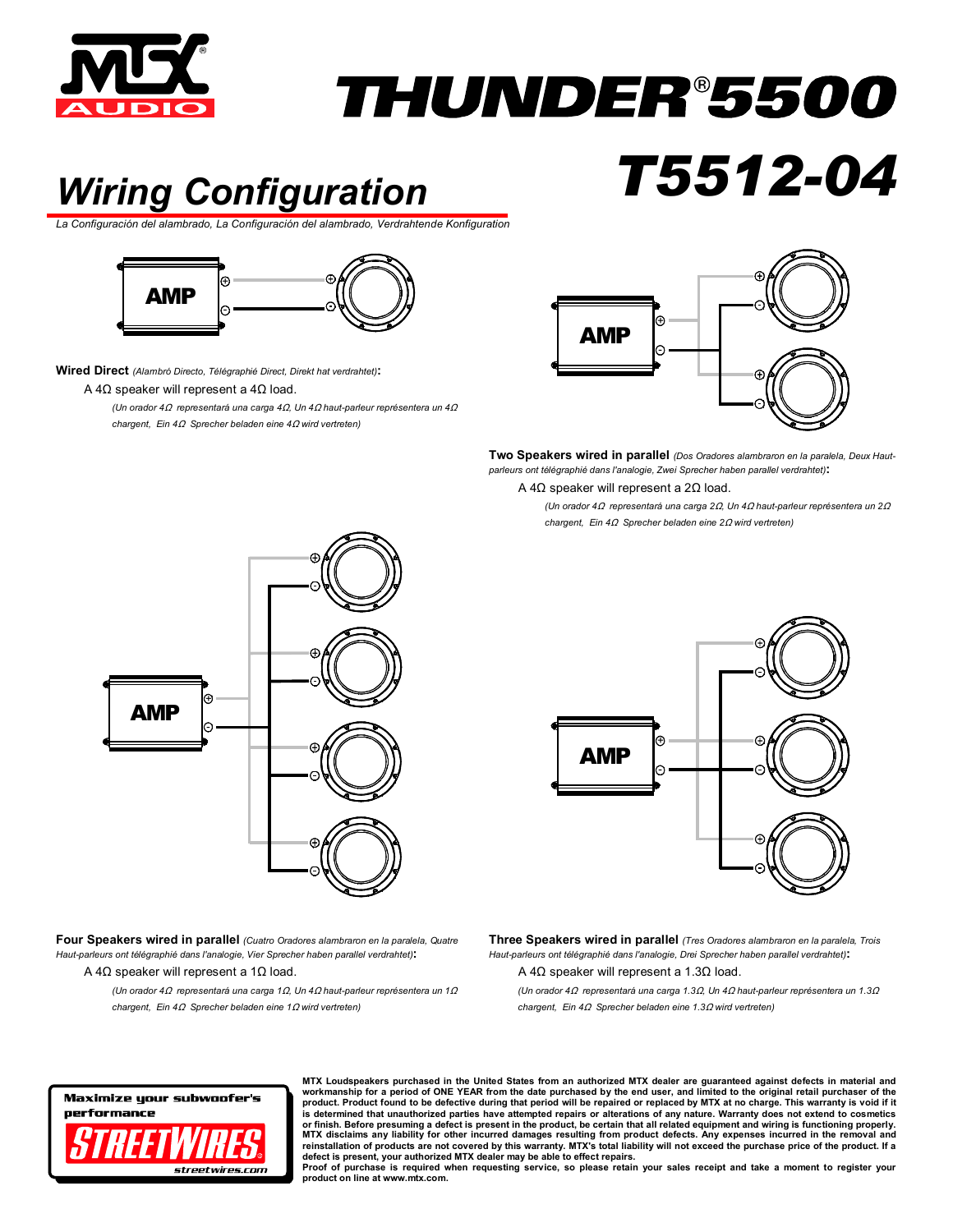# THUNDER® 5500

# T5512-04

## Wiring Configuration

*La Configuración del alambrado, La Configuración del alambrado, Verdrahtende Konfiguration*

AMP

**Wired Direct** *(Alambró Directo, Télégraphié Direct, Direkt hat verdrahtet)*:

A 4Ω speaker will represent a 4Ω load.

*(Un orador 4Ω representará una carga 4Ω, Un 4Ω haut-parleur représentera un 4Ω chargent, Ein 4Ω Sprecher beladen eine 4Ω wird vertreten)*

AMP

**Two Speakers wired in parallel** *(Dos Oradores alambraron en la paralela, Deux Haut-parleurs ont télégraphié dans l'analogie, Zwei Sprecher haben parallel verdrahtet)*:

A 4Ω speaker will represent a 2Ω load.

*(Un orador 4Ω representará una carga 2Ω, Un 4Ω haut-parleur représentera un 2Ω chargent, Ein 4Ω Sprecher beladen eine 2Ω wird vertreten)*

AMP

**Four Speakers wired in parallel** *(Cuatro Oradores alambraron en la paralela, Quatre Haut-parleurs ont télégraphié dans l'analogie, Vier Sprecher haben parallel verdrahtet)*:

A 4Ω speaker will represent a 1Ω load.

*(Un orador 4Ω representará una carga 1Ω, Un 4Ω haut-parleur représentera un 1Ω chargent, Ein 4Ω Sprecher beladen eine 1Ω wird vertreten)*

AMP

**Three Speakers wired in parallel** *(Tres Oradores alambraron en la paralela, Trois Haut-parleurs ont télégraphié dans l'analogie, Drei Sprecher haben parallel verdrahtet)*:

A 4Ω speaker will represent a 1.3Ω load.

*(Un orador 4Ω representará una carga 1.3Ω, Un 4Ω haut-parleur représentera un 1.3Ω chargent, Ein 4Ω Sprecher beladen eine 1.3Ω wird vertreten)*

Maximize your subwoofer's performance

STREETWIRES

streetwires.com

**MTX Loudspeakers purchased in the United States from an authorized MTX dealer are guaranteed against defects in material and workmanship for a period of ONE YEAR from the date purchased by the end user, and limited to the original retail purchaser of the product. Product found to be defective during that period will be repaired or replaced by MTX at no charge. This warranty is void if it is determined that unauthorized parties have attempted repairs or alterations of any nature. Warranty does not extend to cosmetics or finish. Before presuming a defect is present in the product, be certain that all related equipment and wiring is functioning properly. MTX disclaims any liability for other incurred damages resulting from product defects. Any expenses incurred in the removal and reinstallation of products are not covered by this warranty. MTX's total liability will not exceed the purchase price of the product. If a defect is present, your authorized MTX dealer may be able to effect repairs.**

**Proof of purchase is required when requesting service, so please retain your sales receipt and take a moment to register your product on line at www.mtx.com.**